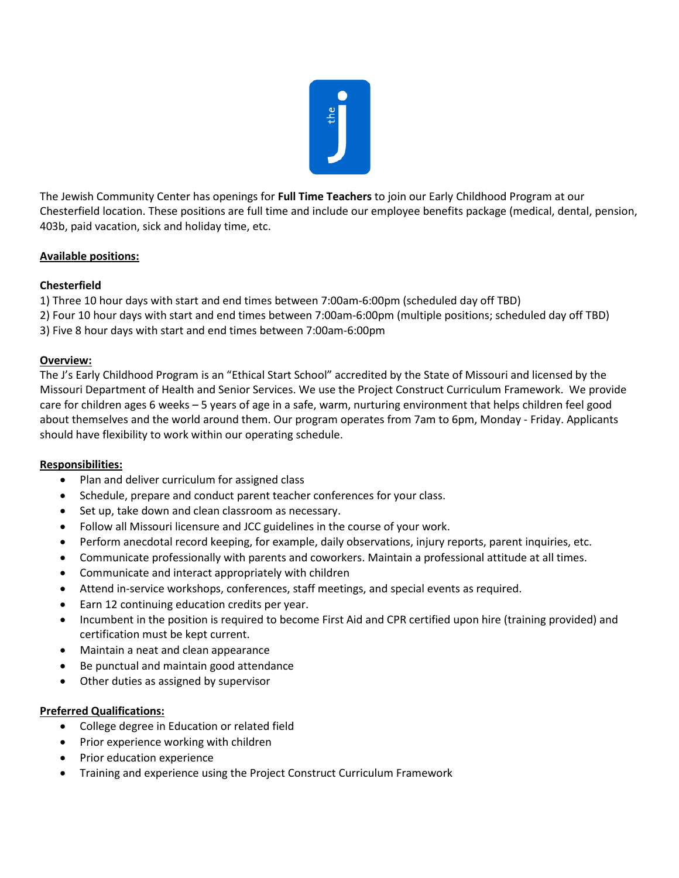The Jewish Community Center has openings for **Full Time Teachers** to join our Early Childhood Program at our Chesterfield location. These positions are full time and include our employee benefits package (medical, dental, pension, 403b, paid vacation, sick and holiday time, etc.

**Available positions:**

**Chesterfield**

1) Three 10 hour days with start and end times between 7:00am-6:00pm (scheduled day off TBD)
2) Four 10 hour days with start and end times between 7:00am-6:00pm (multiple positions; scheduled day off TBD)
3) Five 8 hour days with start and end times between 7:00am-6:00pm

**Overview:**

The J's Early Childhood Program is an "Ethical Start School" accredited by the State of Missouri and licensed by the Missouri Department of Health and Senior Services. We use the Project Construct Curriculum Framework. We provide care for children ages 6 weeks – 5 years of age in a safe, warm, nurturing environment that helps children feel good about themselves and the world around them. Our program operates from 7am to 6pm, Monday - Friday. Applicants should have flexibility to work within our operating schedule.

**Responsibilities:**

- Plan and deliver curriculum for assigned class
- Schedule, prepare and conduct parent teacher conferences for your class.
- Set up, take down and clean classroom as necessary.
- Follow all Missouri licensure and JCC guidelines in the course of your work.
- Perform anecdotal record keeping, for example, daily observations, injury reports, parent inquiries, etc.
- Communicate professionally with parents and coworkers. Maintain a professional attitude at all times.
- Communicate and interact appropriately with children
- Attend in-service workshops, conferences, staff meetings, and special events as required.
- Earn 12 continuing education credits per year.
- Incumbent in the position is required to become First Aid and CPR certified upon hire (training provided) and certification must be kept current.
- Maintain a neat and clean appearance
- Be punctual and maintain good attendance
- Other duties as assigned by supervisor

**Preferred Qualifications:**

- College degree in Education or related field
- Prior experience working with children
- Prior education experience
- Training and experience using the Project Construct Curriculum Framework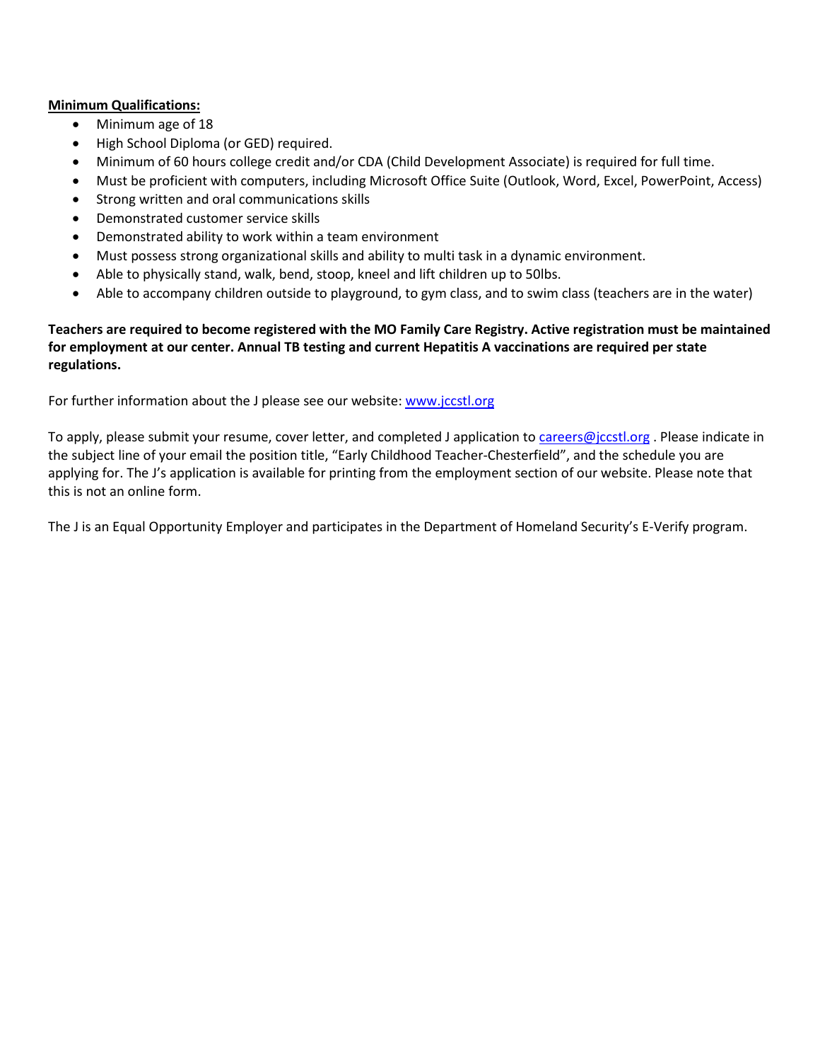**Minimum Qualifications:**

- Minimum age of 18
- High School Diploma (or GED) required.
- Minimum of 60 hours college credit and/or CDA (Child Development Associate) is required for full time.
- Must be proficient with computers, including Microsoft Office Suite (Outlook, Word, Excel, PowerPoint, Access)
- Strong written and oral communications skills
- Demonstrated customer service skills
- Demonstrated ability to work within a team environment
- Must possess strong organizational skills and ability to multi task in a dynamic environment.
- Able to physically stand, walk, bend, stoop, kneel and lift children up to 50lbs.
- Able to accompany children outside to playground, to gym class, and to swim class (teachers are in the water)

**Teachers are required to become registered with the MO Family Care Registry. Active registration must be maintained for employment at our center. Annual TB testing and current Hepatitis A vaccinations are required per state regulations.**

For further information about the J please see our website: [www.jccstl.org](www.jccstl.org)

To apply, please submit your resume, cover letter, and completed J application to [careers@jccstl.org](mailto:careers@jccstl.org) . Please indicate in the subject line of your email the position title, "Early Childhood Teacher-Chesterfield", and the schedule you are applying for. The J's application is available for printing from the employment section of our website. Please note that this is not an online form.

The J is an Equal Opportunity Employer and participates in the Department of Homeland Security's E-Verify program.